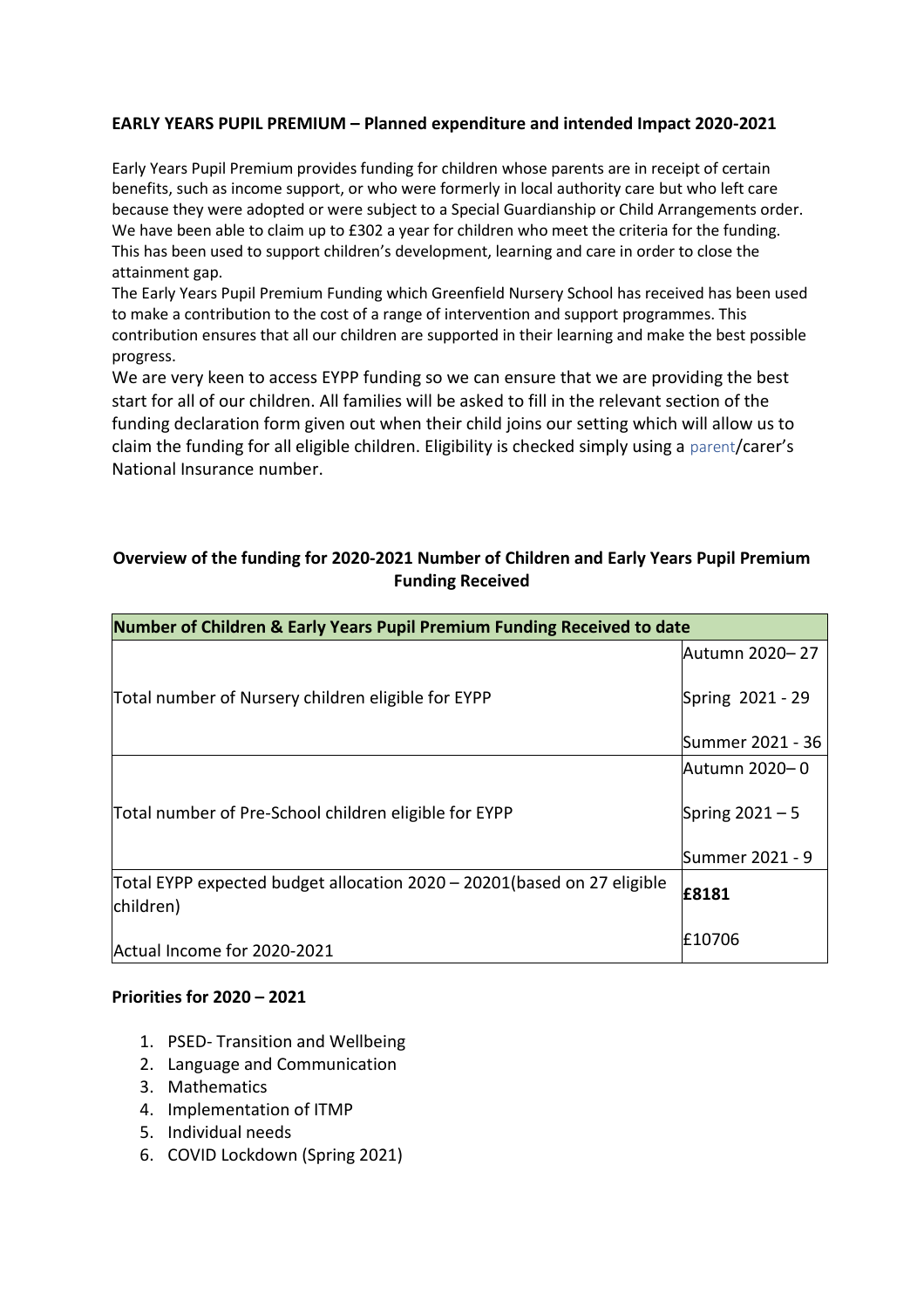**EARLY YEARS PUPIL PREMIUM – Planned expenditure and intended Impact 2020-2021**

Early Years Pupil Premium provides funding for children whose parents are in receipt of certain benefits, such as income support, or who were formerly in local authority care but who left care because they were adopted or were subject to a Special Guardianship or Child Arrangements order. We have been able to claim up to £302 a year for children who meet the criteria for the funding. This has been used to support children's development, learning and care in order to close the attainment gap.

The Early Years Pupil Premium Funding which Greenfield Nursery School has received has been used to make a contribution to the cost of a range of intervention and support programmes. This contribution ensures that all our children are supported in their learning and make the best possible progress.

We are very keen to access EYPP funding so we can ensure that we are providing the best start for all of our children. All families will be asked to fill in the relevant section of the funding declaration form given out when their child joins our setting which will allow us to claim the funding for all eligible children. Eligibility is checked simply using a parent/carer's National Insurance number.

**Overview of the funding for 2020-2021 Number of Children and Early Years Pupil Premium Funding Received**

| Number of Children & Early Years Pupil Premium Funding Received to date | |
|---|---|
| Total number of Nursery children eligible for EYPP | Autumn 2020– 27<br>Spring 2021 - 29<br>Summer 2021 - 36 |
| Total number of Pre-School children eligible for EYPP | Autumn 2020– 0<br>Spring 2021 – 5<br>Summer 2021 - 9 |
| Total EYPP expected budget allocation 2020 – 20201(based on 27 eligible children) | **£8181** |
| Actual Income for 2020-2021 | £10706 |

**Priorities for 2020 – 2021**

1. PSED- Transition and Wellbeing
2. Language and Communication
3. Mathematics
4. Implementation of ITMP
5. Individual needs
6. COVID Lockdown (Spring 2021)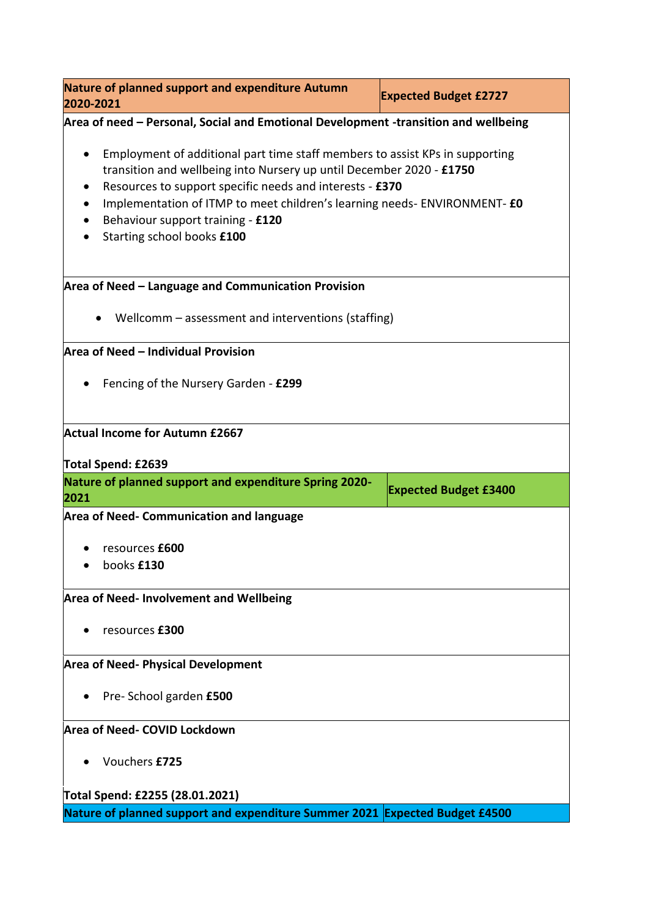| Nature of planned support and expenditure Autumn 2020-2021 | Expected Budget £2727 |
|---|---|

**Area of need – Personal, Social and Emotional Development -transition and wellbeing**

- Employment of additional part time staff members to assist KPs in supporting transition and wellbeing into Nursery up until December 2020 - **£1750**
- Resources to support specific needs and interests - **£370**
- Implementation of ITMP to meet children's learning needs- ENVIRONMENT- **£0**
- Behaviour support training - **£120**
- Starting school books **£100**

**Area of Need – Language and Communication Provision**

- Wellcomm – assessment and interventions (staffing)

**Area of Need – Individual Provision**

- Fencing of the Nursery Garden - **£299**

**Actual Income for Autumn £2667**

**Total Spend: £2639**

| Nature of planned support and expenditure Spring 2020-2021 | Expected Budget £3400 |
|---|---|

**Area of Need- Communication and language**

- resources **£600**
- books **£130**

**Area of Need- Involvement and Wellbeing**

- resources **£300**

**Area of Need- Physical Development**

- Pre- School garden **£500**

**Area of Need- COVID Lockdown**

- Vouchers **£725**

**Total Spend: £2255 (28.01.2021)**

| Nature of planned support and expenditure Summer 2021 | Expected Budget £4500 |
|---|---|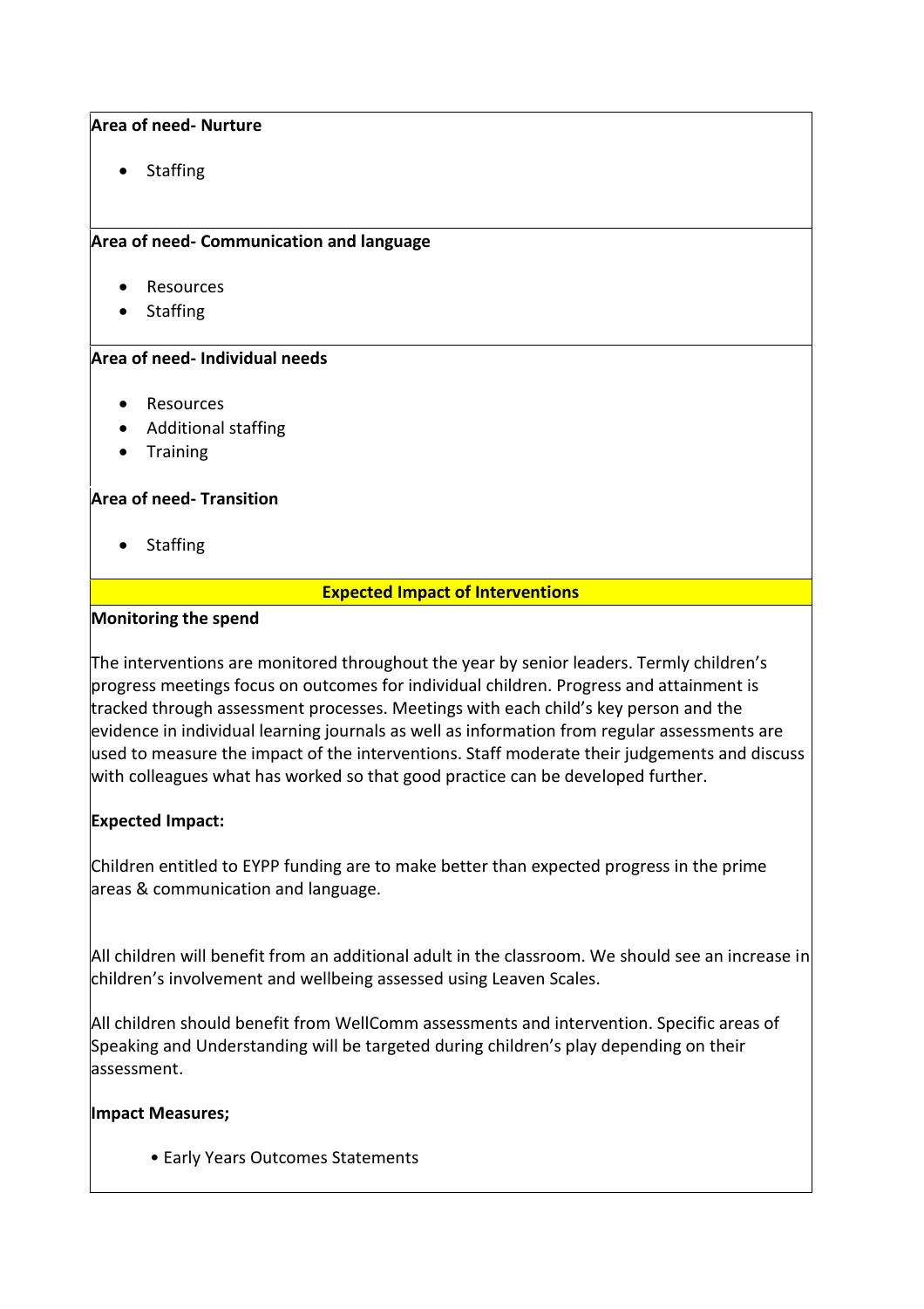**Area of need- Nurture**

- Staffing

**Area of need- Communication and language**

- Resources
- Staffing

**Area of need- Individual needs**

- Resources
- Additional staffing
- Training

**Area of need- Transition**

- Staffing

**Expected Impact of Interventions**

**Monitoring the spend**

The interventions are monitored throughout the year by senior leaders. Termly children's progress meetings focus on outcomes for individual children. Progress and attainment is tracked through assessment processes. Meetings with each child's key person and the evidence in individual learning journals as well as information from regular assessments are used to measure the impact of the interventions. Staff moderate their judgements and discuss with colleagues what has worked so that good practice can be developed further.

**Expected Impact:**

Children entitled to EYPP funding are to make better than expected progress in the prime areas & communication and language.

All children will benefit from an additional adult in the classroom. We should see an increase in children's involvement and wellbeing assessed using Leaven Scales.

All children should benefit from WellComm assessments and intervention. Specific areas of Speaking and Understanding will be targeted during children's play depending on their assessment.

**Impact Measures;**

- Early Years Outcomes Statements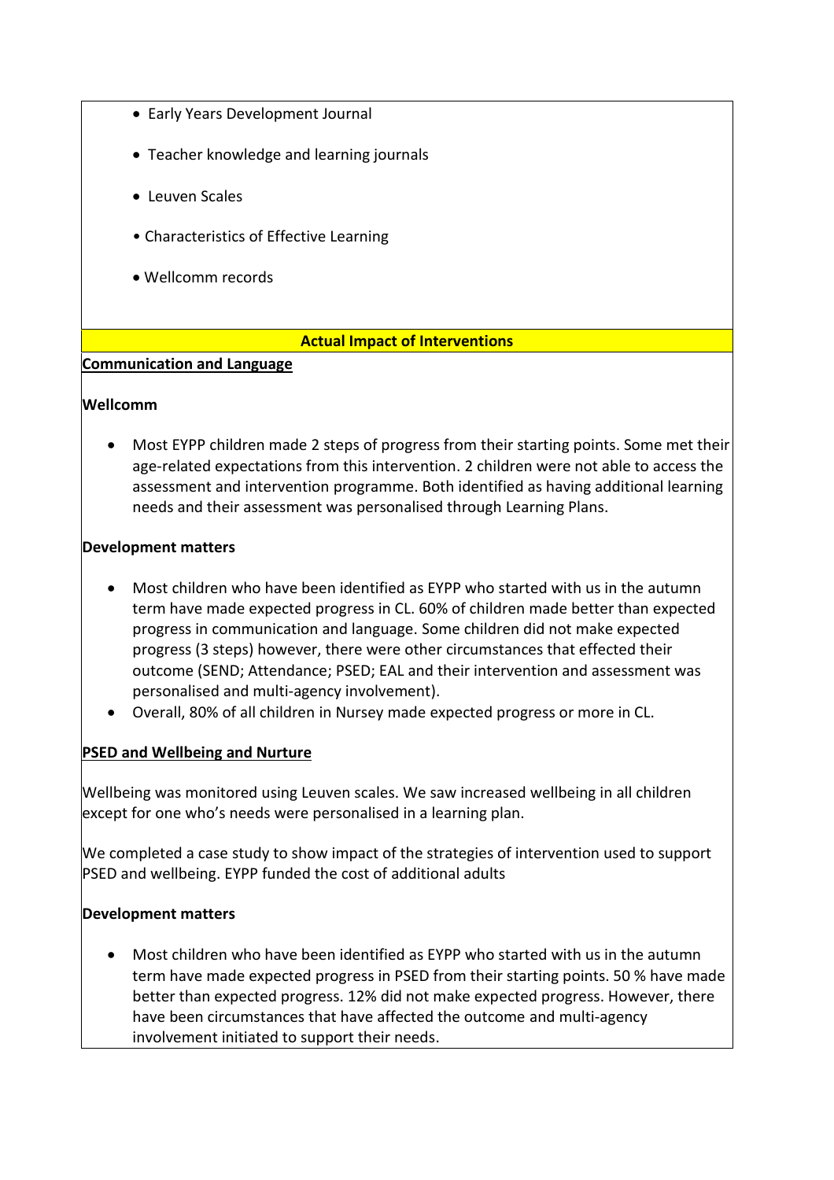- Early Years Development Journal
- Teacher knowledge and learning journals
- Leuven Scales
- Characteristics of Effective Learning
- Wellcomm records

**Actual Impact of Interventions**

**Communication and Language**

**Wellcomm**

- Most EYPP children made 2 steps of progress from their starting points. Some met their age-related expectations from this intervention. 2 children were not able to access the assessment and intervention programme. Both identified as having additional learning needs and their assessment was personalised through Learning Plans.

**Development matters**

- Most children who have been identified as EYPP who started with us in the autumn term have made expected progress in CL. 60% of children made better than expected progress in communication and language. Some children did not make expected progress (3 steps) however, there were other circumstances that effected their outcome (SEND; Attendance; PSED; EAL and their intervention and assessment was personalised and multi-agency involvement).
- Overall, 80% of all children in Nursey made expected progress or more in CL.

**PSED and Wellbeing and Nurture**

Wellbeing was monitored using Leuven scales. We saw increased wellbeing in all children except for one who's needs were personalised in a learning plan.

We completed a case study to show impact of the strategies of intervention used to support PSED and wellbeing. EYPP funded the cost of additional adults

**Development matters**

- Most children who have been identified as EYPP who started with us in the autumn term have made expected progress in PSED from their starting points. 50 % have made better than expected progress. 12% did not make expected progress. However, there have been circumstances that have affected the outcome and multi-agency involvement initiated to support their needs.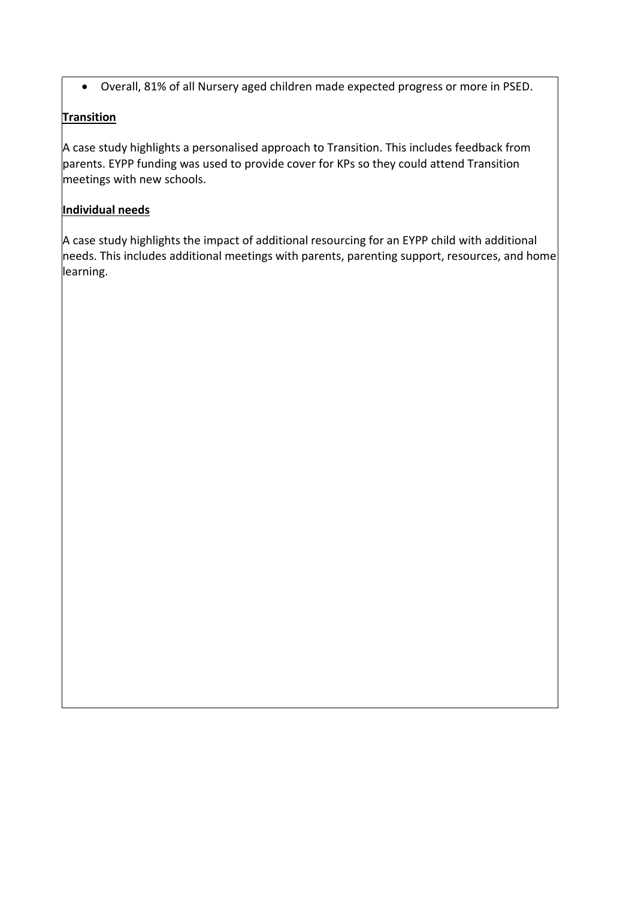- Overall, 81% of all Nursery aged children made expected progress or more in PSED.

**Transition**

A case study highlights a personalised approach to Transition. This includes feedback from parents. EYPP funding was used to provide cover for KPs so they could attend Transition meetings with new schools.

**Individual needs**

A case study highlights the impact of additional resourcing for an EYPP child with additional needs. This includes additional meetings with parents, parenting support, resources, and home learning.